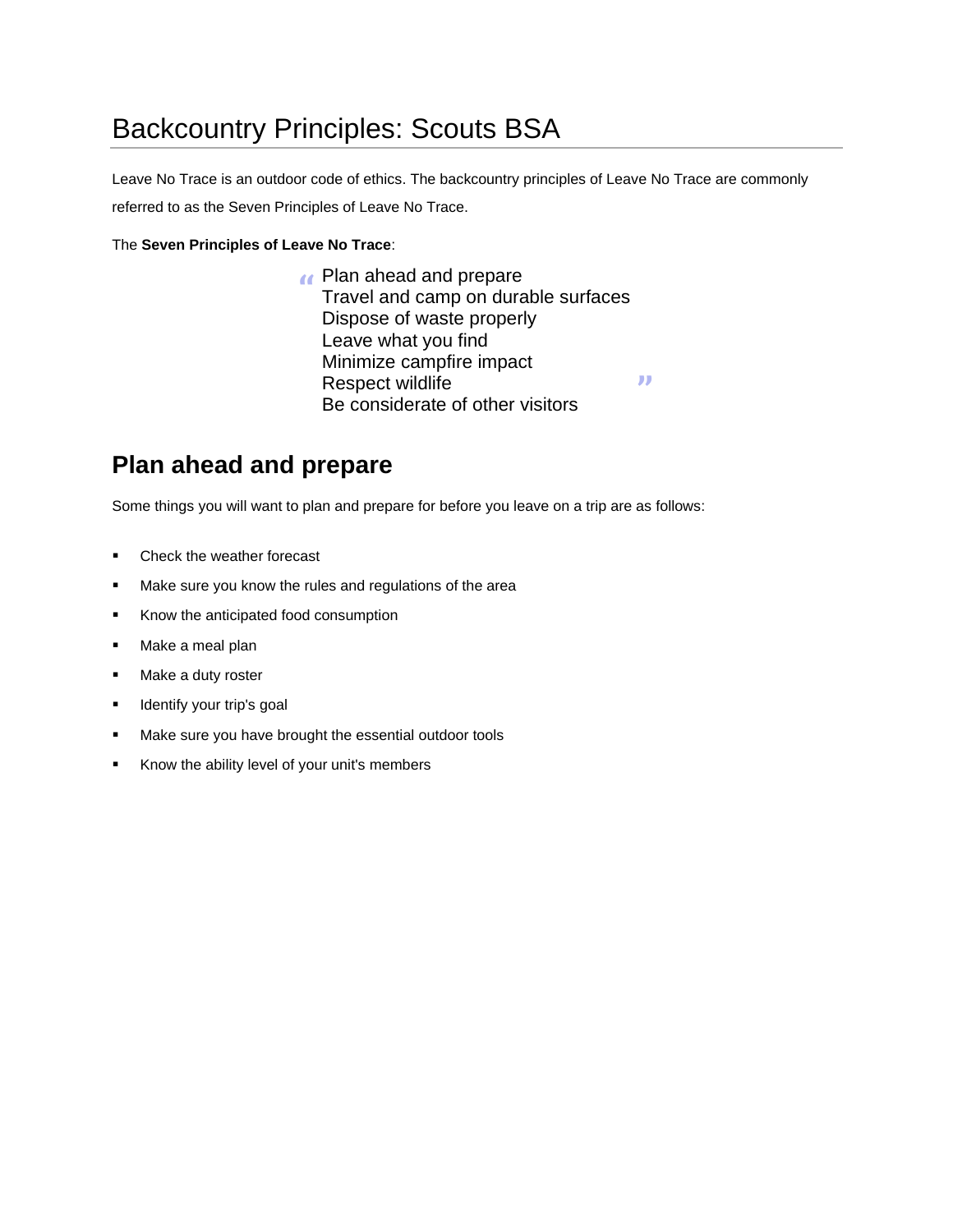# Backcountry Principles: Scouts BSA

Leave No Trace is an outdoor code of ethics. The backcountry principles of Leave No Trace are commonly referred to as the Seven Principles of Leave No Trace.

The **Seven Principles of Leave No Trace**:

> Plan ahead and prepare
> Travel and camp on durable surfaces
> Dispose of waste properly
> Leave what you find
> Minimize campfire impact
> Respect wildlife
> Be considerate of other visitors

## Plan ahead and prepare

Some things you will want to plan and prepare for before you leave on a trip are as follows:

- Check the weather forecast
- Make sure you know the rules and regulations of the area
- Know the anticipated food consumption
- Make a meal plan
- Make a duty roster
- Identify your trip's goal
- Make sure you have brought the essential outdoor tools
- Know the ability level of your unit's members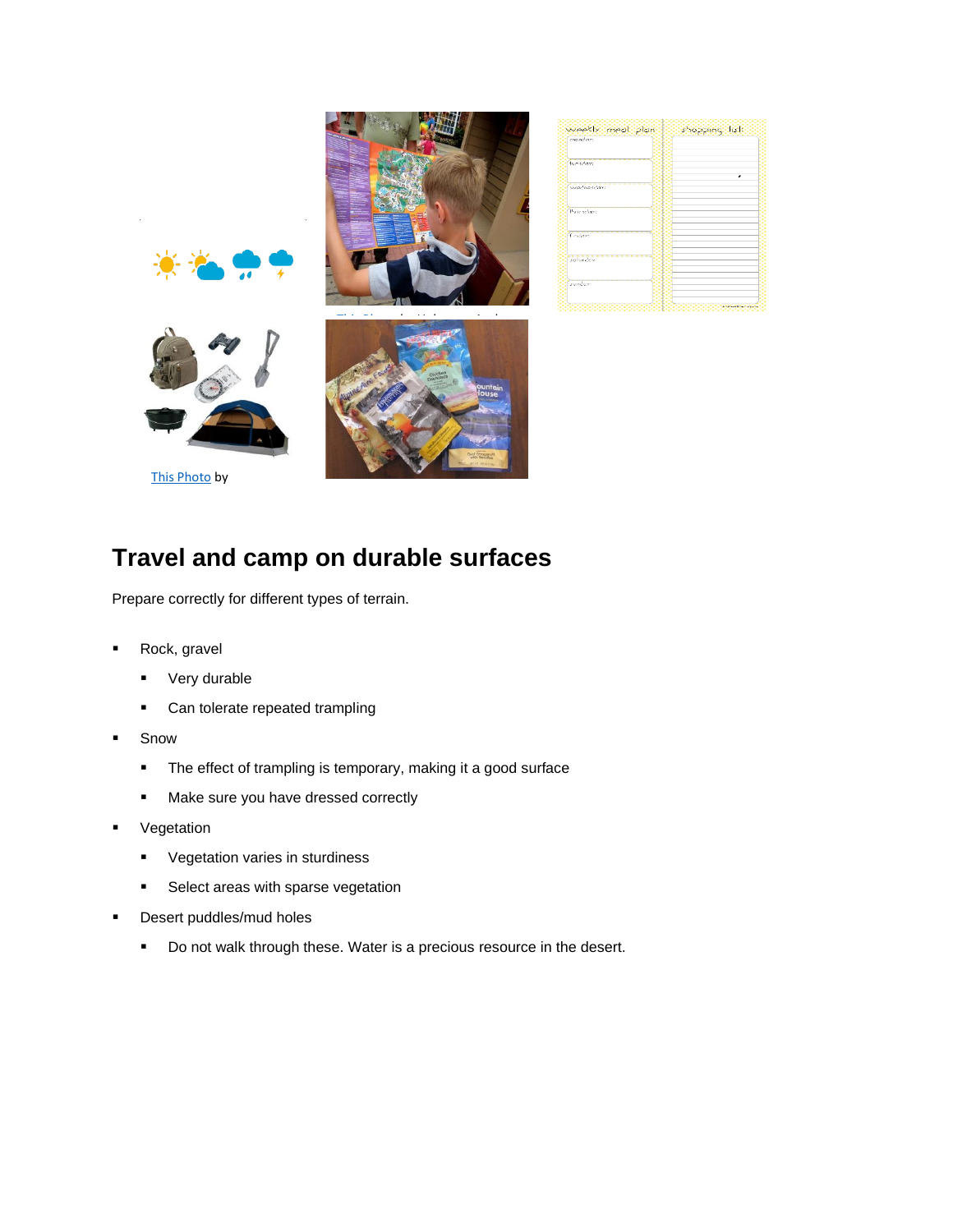This Photo by

# Travel and camp on durable surfaces

Prepare correctly for different types of terrain.

- Rock, gravel
  - Very durable
  - Can tolerate repeated trampling
- Snow
  - The effect of trampling is temporary, making it a good surface
  - Make sure you have dressed correctly
- Vegetation
  - Vegetation varies in sturdiness
  - Select areas with sparse vegetation
- Desert puddles/mud holes
  - Do not walk through these. Water is a precious resource in the desert.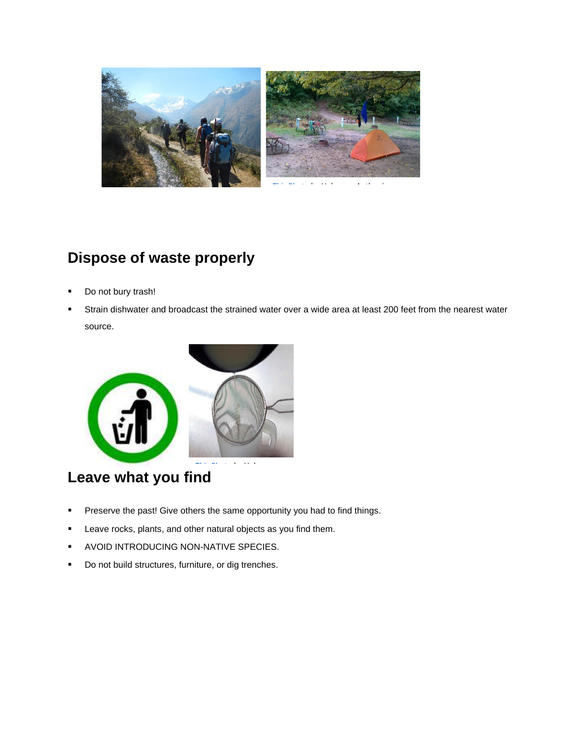## Dispose of waste properly

- Do not bury trash!
- Strain dishwater and broadcast the strained water over a wide area at least 200 feet from the nearest water source.

## Leave what you find

- Preserve the past! Give others the same opportunity you had to find things.
- Leave rocks, plants, and other natural objects as you find them.
- AVOID INTRODUCING NON-NATIVE SPECIES.
- Do not build structures, furniture, or dig trenches.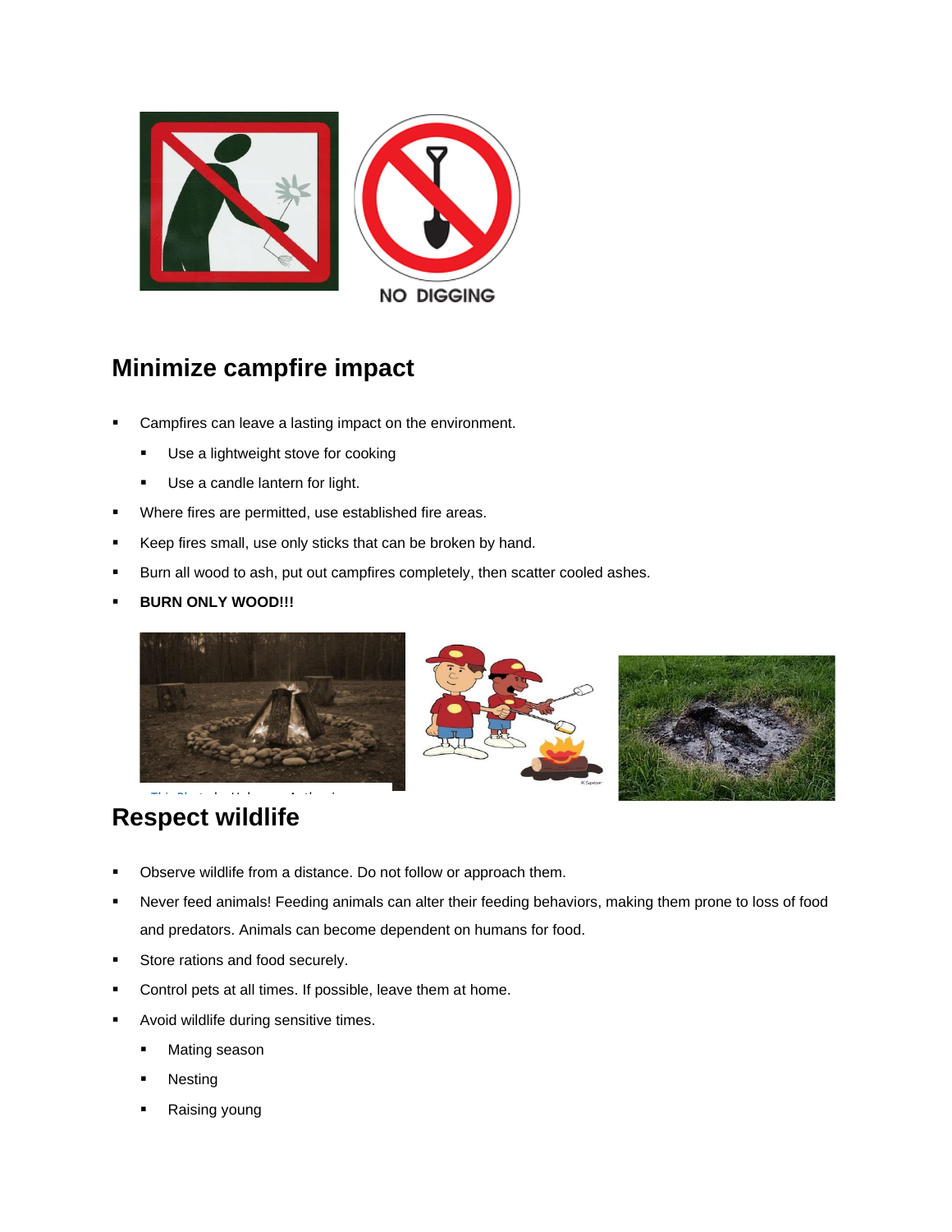## Minimize campfire impact

- Campfires can leave a lasting impact on the environment.
  - Use a lightweight stove for cooking
  - Use a candle lantern for light.
- Where fires are permitted, use established fire areas.
- Keep fires small, use only sticks that can be broken by hand.
- Burn all wood to ash, put out campfires completely, then scatter cooled ashes.
- **BURN ONLY WOOD!!!**

## Respect wildlife

- Observe wildlife from a distance. Do not follow or approach them.
- Never feed animals! Feeding animals can alter their feeding behaviors, making them prone to loss of food and predators. Animals can become dependent on humans for food.
- Store rations and food securely.
- Control pets at all times. If possible, leave them at home.
- Avoid wildlife during sensitive times.
  - Mating season
  - Nesting
  - Raising young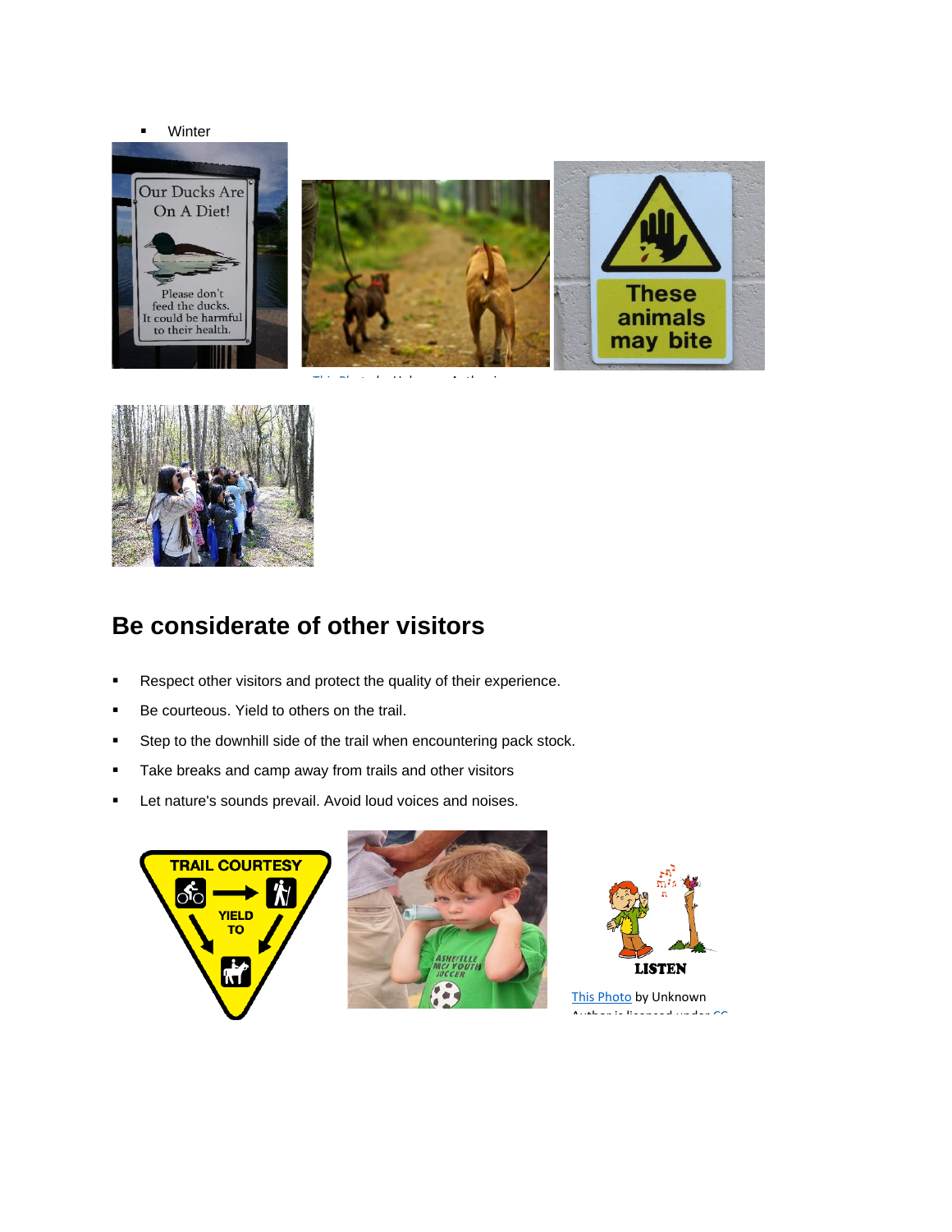- Winter

## Be considerate of other visitors

- Respect other visitors and protect the quality of their experience.
- Be courteous. Yield to others on the trail.
- Step to the downhill side of the trail when encountering pack stock.
- Take breaks and camp away from trails and other visitors
- Let nature's sounds prevail. Avoid loud voices and noises.

This Photo by Unknown